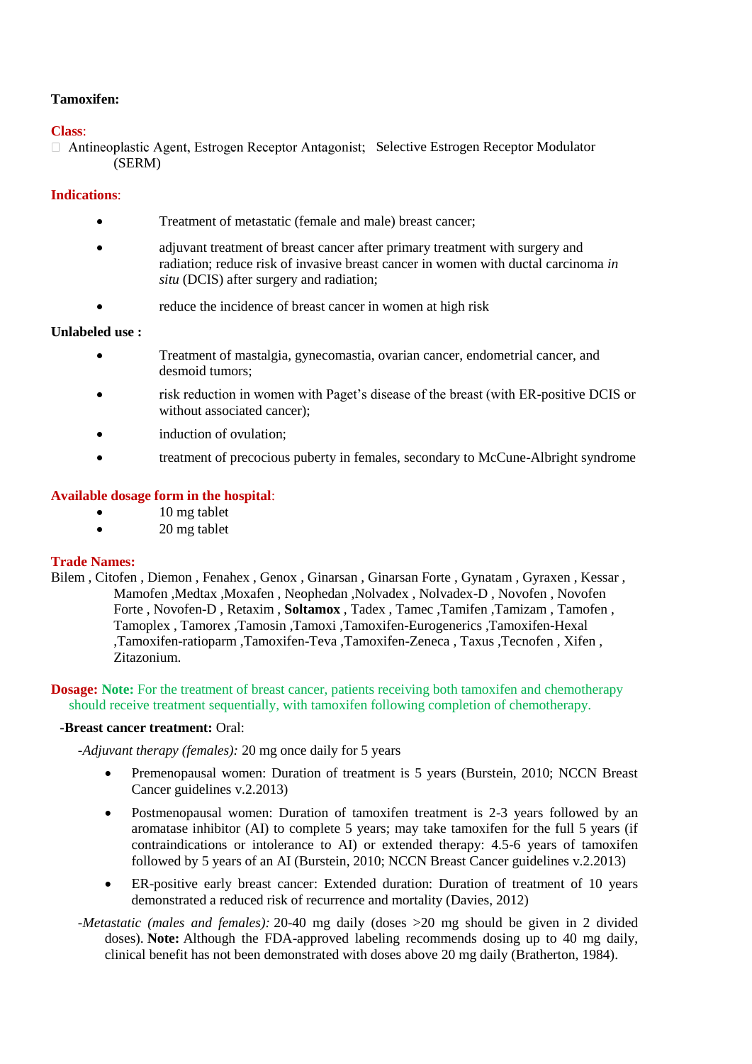**Tamoxifen:**

**Class**:

- Antineoplastic Agent, Estrogen Receptor Antagonist; Selective Estrogen Receptor Modulator (SERM)

**Indications**:

- Treatment of metastatic (female and male) breast cancer;
- adjuvant treatment of breast cancer after primary treatment with surgery and radiation; reduce risk of invasive breast cancer in women with ductal carcinoma *in situ* (DCIS) after surgery and radiation;
- reduce the incidence of breast cancer in women at high risk

**Unlabeled use :**

- Treatment of mastalgia, gynecomastia, ovarian cancer, endometrial cancer, and desmoid tumors;
- risk reduction in women with Paget's disease of the breast (with ER-positive DCIS or without associated cancer);
- induction of ovulation;
- treatment of precocious puberty in females, secondary to McCune-Albright syndrome

**Available dosage form in the hospital**:

- 10 mg tablet
- 20 mg tablet

**Trade Names:**

Bilem , Citofen , Diemon , Fenahex , Genox , Ginarsan , Ginarsan Forte , Gynatam , Gyraxen , Kessar , Mamofen ,Medtax ,Moxafen , Neophedan ,Nolvadex , Nolvadex-D , Novofen , Novofen Forte , Novofen-D , Retaxim , **Soltamox** , Tadex , Tamec ,Tamifen ,Tamizam , Tamofen , Tamoplex , Tamorex ,Tamosin ,Tamoxi ,Tamoxifen-Eurogenerics ,Tamoxifen-Hexal ,Tamoxifen-ratioparm ,Tamoxifen-Teva ,Tamoxifen-Zeneca , Taxus ,Tecnofen , Xifen , Zitazonium.

**Dosage:** **Note:** For the treatment of breast cancer, patients receiving both tamoxifen and chemotherapy should receive treatment sequentially, with tamoxifen following completion of chemotherapy.

**-Breast cancer treatment:** Oral:

*-Adjuvant therapy (females):* 20 mg once daily for 5 years

- Premenopausal women: Duration of treatment is 5 years (Burstein, 2010; NCCN Breast Cancer guidelines v.2.2013)
- Postmenopausal women: Duration of tamoxifen treatment is 2-3 years followed by an aromatase inhibitor (AI) to complete 5 years; may take tamoxifen for the full 5 years (if contraindications or intolerance to AI) or extended therapy: 4.5-6 years of tamoxifen followed by 5 years of an AI (Burstein, 2010; NCCN Breast Cancer guidelines v.2.2013)
- ER-positive early breast cancer: Extended duration: Duration of treatment of 10 years demonstrated a reduced risk of recurrence and mortality (Davies, 2012)

*-Metastatic (males and females):* 20-40 mg daily (doses >20 mg should be given in 2 divided doses). **Note:** Although the FDA-approved labeling recommends dosing up to 40 mg daily, clinical benefit has not been demonstrated with doses above 20 mg daily (Bratherton, 1984).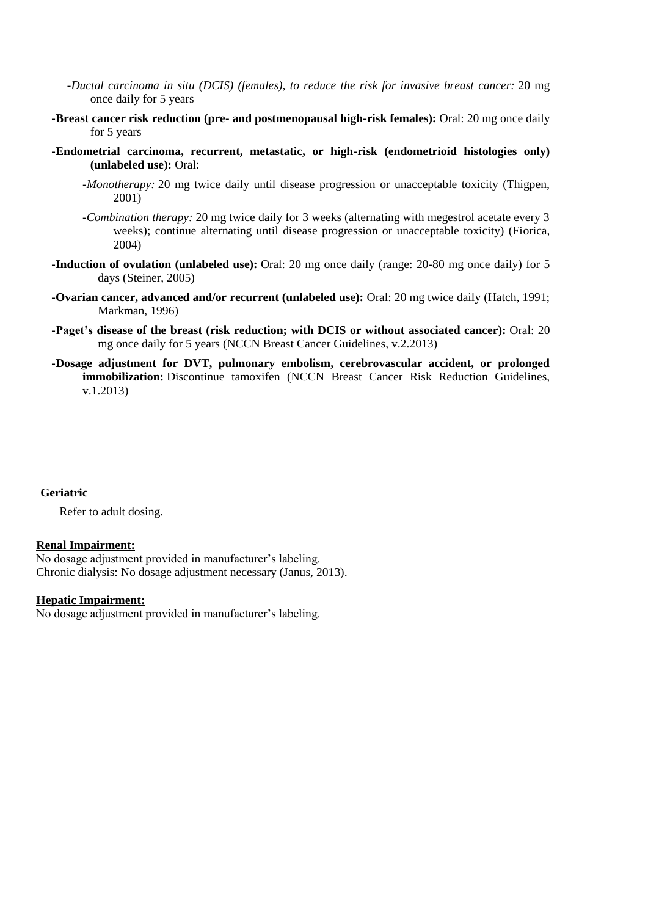- *Ductal carcinoma in situ (DCIS) (females), to reduce the risk for invasive breast cancer:* 20 mg once daily for 5 years

- **Breast cancer risk reduction (pre- and postmenopausal high-risk females):** Oral: 20 mg once daily for 5 years

- **Endometrial carcinoma, recurrent, metastatic, or high-risk (endometrioid histologies only) (unlabeled use):** Oral:

  - *Monotherapy:* 20 mg twice daily until disease progression or unacceptable toxicity (Thigpen, 2001)

  - *Combination therapy:* 20 mg twice daily for 3 weeks (alternating with megestrol acetate every 3 weeks); continue alternating until disease progression or unacceptable toxicity) (Fiorica, 2004)

- **Induction of ovulation (unlabeled use):** Oral: 20 mg once daily (range: 20-80 mg once daily) for 5 days (Steiner, 2005)

- **Ovarian cancer, advanced and/or recurrent (unlabeled use):** Oral: 20 mg twice daily (Hatch, 1991; Markman, 1996)

- **Paget's disease of the breast (risk reduction; with DCIS or without associated cancer):** Oral: 20 mg once daily for 5 years (NCCN Breast Cancer Guidelines, v.2.2013)

- **Dosage adjustment for DVT, pulmonary embolism, cerebrovascular accident, or prolonged immobilization:** Discontinue tamoxifen (NCCN Breast Cancer Risk Reduction Guidelines, v.1.2013)

**Geriatric**

Refer to adult dosing.

**Renal Impairment:**

No dosage adjustment provided in manufacturer's labeling.
Chronic dialysis: No dosage adjustment necessary (Janus, 2013).

**Hepatic Impairment:**

No dosage adjustment provided in manufacturer's labeling.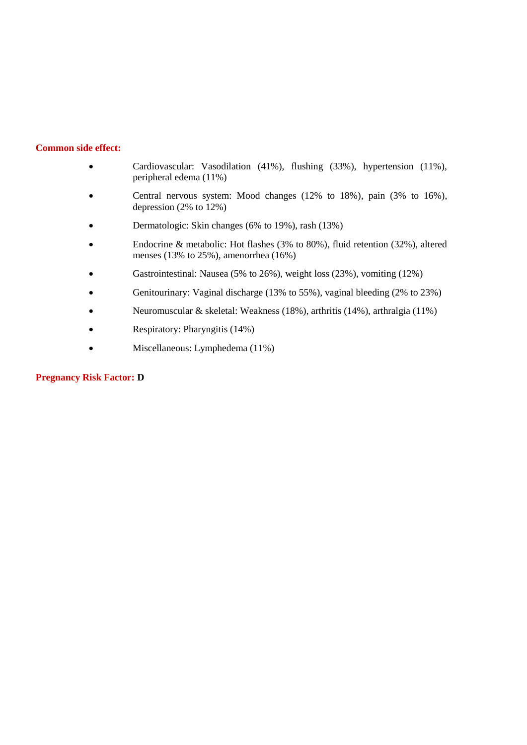**Common side effect:**

- Cardiovascular: Vasodilation (41%), flushing (33%), hypertension (11%), peripheral edema (11%)
- Central nervous system: Mood changes (12% to 18%), pain (3% to 16%), depression (2% to 12%)
- Dermatologic: Skin changes (6% to 19%), rash (13%)
- Endocrine & metabolic: Hot flashes (3% to 80%), fluid retention (32%), altered menses (13% to 25%), amenorrhea (16%)
- Gastrointestinal: Nausea (5% to 26%), weight loss (23%), vomiting (12%)
- Genitourinary: Vaginal discharge (13% to 55%), vaginal bleeding (2% to 23%)
- Neuromuscular & skeletal: Weakness (18%), arthritis (14%), arthralgia (11%)
- Respiratory: Pharyngitis (14%)
- Miscellaneous: Lymphedema (11%)

**Pregnancy Risk Factor: D**